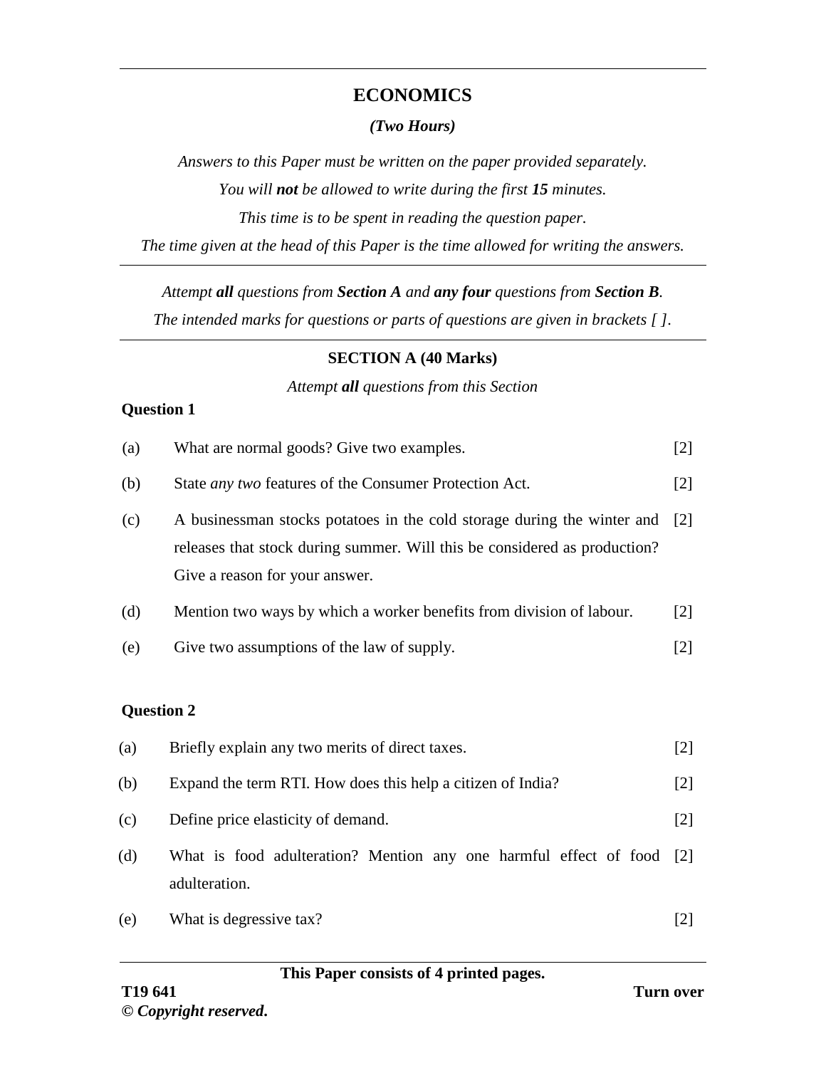# ECONOMICS

***(Two Hours)***

*Answers to this Paper must be written on the paper provided separately.*

*You will **not** be allowed to write during the first **15** minutes.*

*This time is to be spent in reading the question paper.*

*The time given at the head of this Paper is the time allowed for writing the answers.*

---

*Attempt **all** questions from **Section A** and **any four** questions from **Section B**.*

*The intended marks for questions or parts of questions are given in brackets [ ].*

---

## SECTION A (40 Marks)

*Attempt **all** questions from this Section*

**Question 1**

(a) What are normal goods? Give two examples. [2]

(b) State *any two* features of the Consumer Protection Act. [2]

(c) A businessman stocks potatoes in the cold storage during the winter and releases that stock during summer. Will this be considered as production? Give a reason for your answer. [2]

(d) Mention two ways by which a worker benefits from division of labour. [2]

(e) Give two assumptions of the law of supply. [2]

**Question 2**

(a) Briefly explain any two merits of direct taxes. [2]

(b) Expand the term RTI. How does this help a citizen of India? [2]

(c) Define price elasticity of demand. [2]

(d) What is food adulteration? Mention any one harmful effect of food adulteration. [2]

(e) What is degressive tax? [2]

**This Paper consists of 4 printed pages.**

T19 641

**Turn over**

© *Copyright reserved*.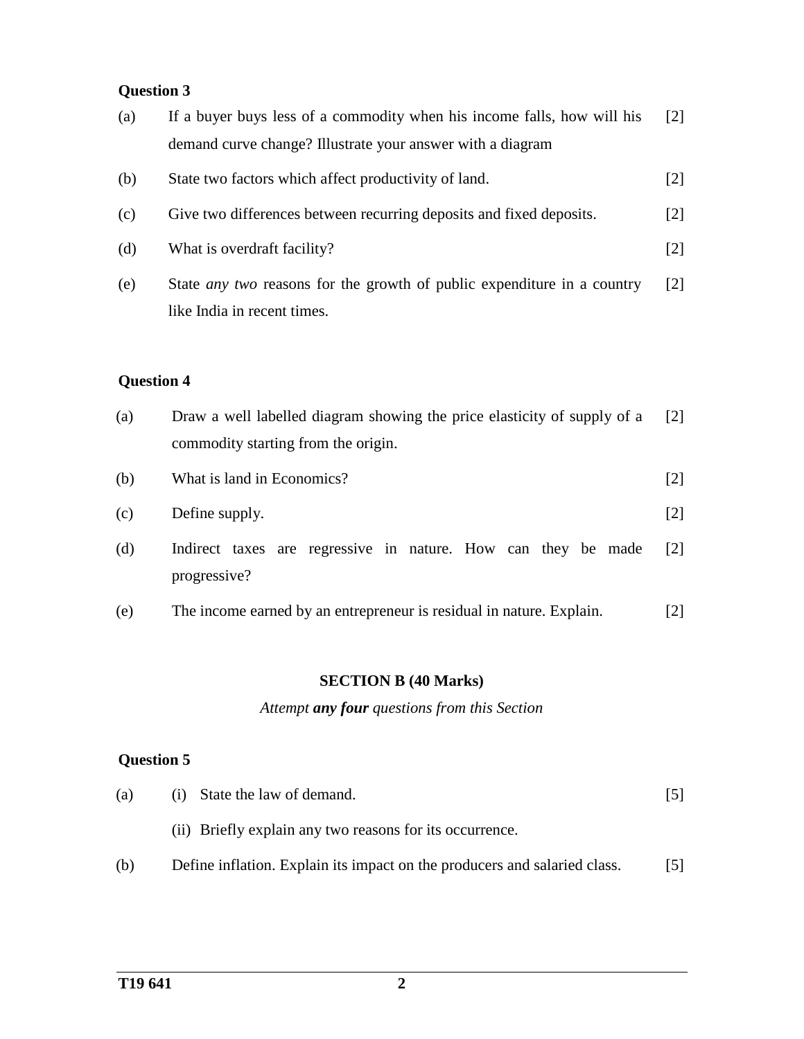**Question 3**

(a) If a buyer buys less of a commodity when his income falls, how will his demand curve change? Illustrate your answer with a diagram [2]

(b) State two factors which affect productivity of land. [2]

(c) Give two differences between recurring deposits and fixed deposits. [2]

(d) What is overdraft facility? [2]

(e) State *any two* reasons for the growth of public expenditure in a country like India in recent times. [2]

**Question 4**

(a) Draw a well labelled diagram showing the price elasticity of supply of a commodity starting from the origin. [2]

(b) What is land in Economics? [2]

(c) Define supply. [2]

(d) Indirect taxes are regressive in nature. How can they be made progressive? [2]

(e) The income earned by an entrepreneur is residual in nature. Explain. [2]

## SECTION B (40 Marks)

*Attempt* ***any four*** *questions from this Section*

**Question 5**

(a) (i) State the law of demand. [5]

(ii) Briefly explain any two reasons for its occurrence.

(b) Define inflation. Explain its impact on the producers and salaried class. [5]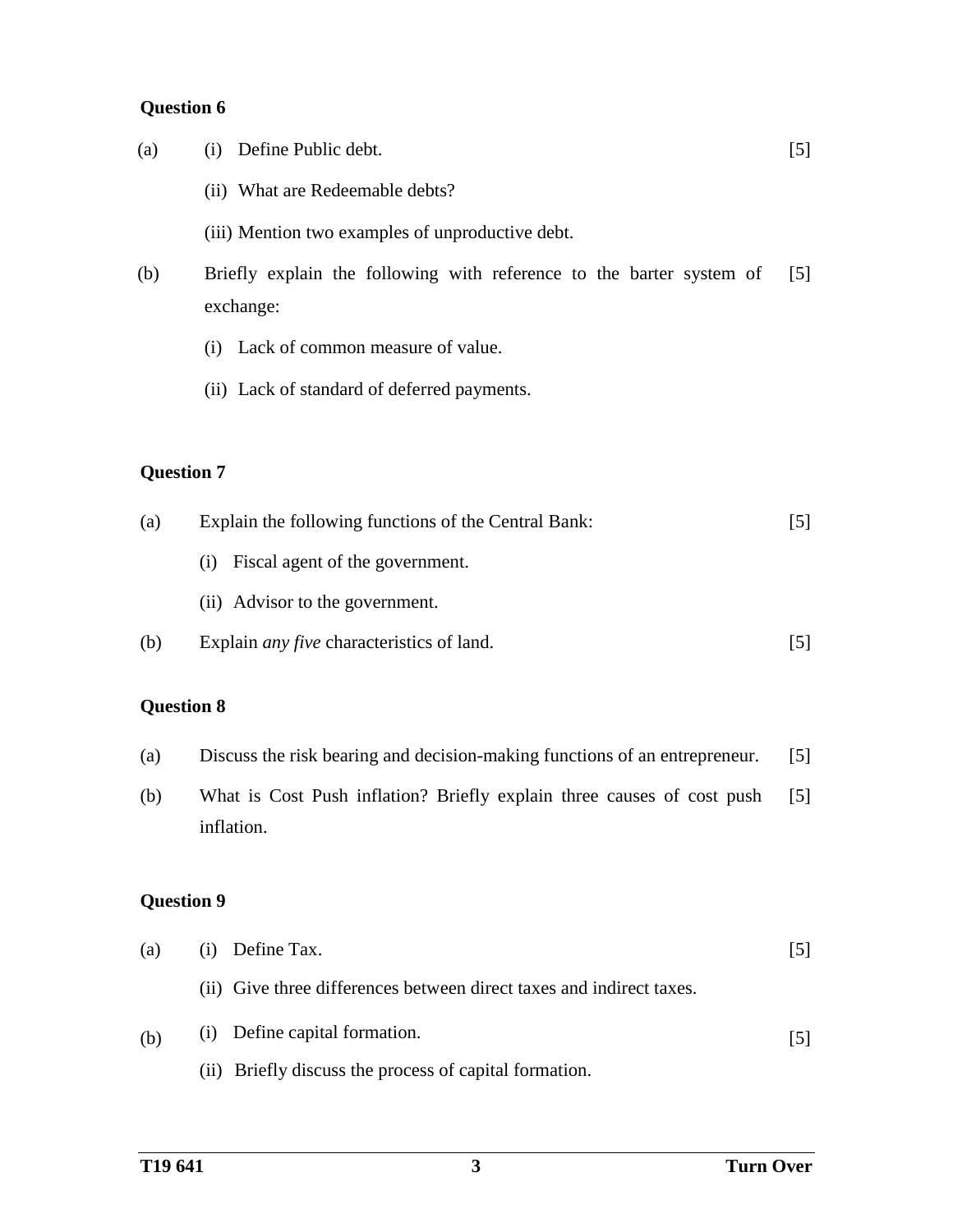**Question 6**

(a) (i) Define Public debt. [5]

(ii) What are Redeemable debts?

(iii) Mention two examples of unproductive debt.

(b) Briefly explain the following with reference to the barter system of exchange: [5]

(i) Lack of common measure of value.

(ii) Lack of standard of deferred payments.

**Question 7**

(a) Explain the following functions of the Central Bank: [5]

(i) Fiscal agent of the government.

(ii) Advisor to the government.

(b) Explain *any five* characteristics of land. [5]

**Question 8**

(a) Discuss the risk bearing and decision-making functions of an entrepreneur. [5]

(b) What is Cost Push inflation? Briefly explain three causes of cost push inflation. [5]

**Question 9**

(a) (i) Define Tax. [5]

(ii) Give three differences between direct taxes and indirect taxes.

(b) (i) Define capital formation. [5]

(ii) Briefly discuss the process of capital formation.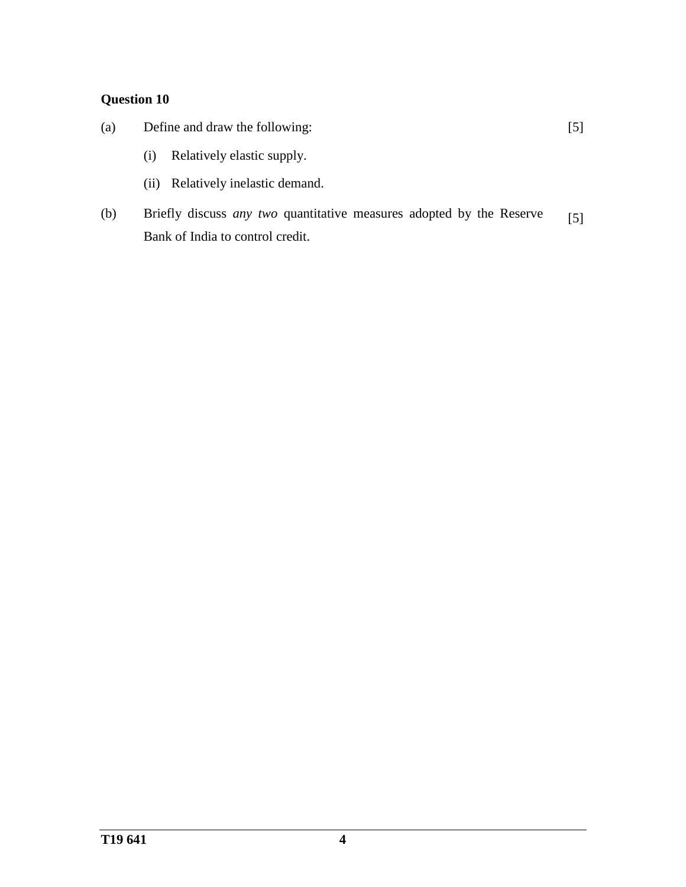**Question 10**

(a) Define and draw the following: [5]

(i) Relatively elastic supply.

(ii) Relatively inelastic demand.

(b) Briefly discuss *any two* quantitative measures adopted by the Reserve Bank of India to control credit. [5]